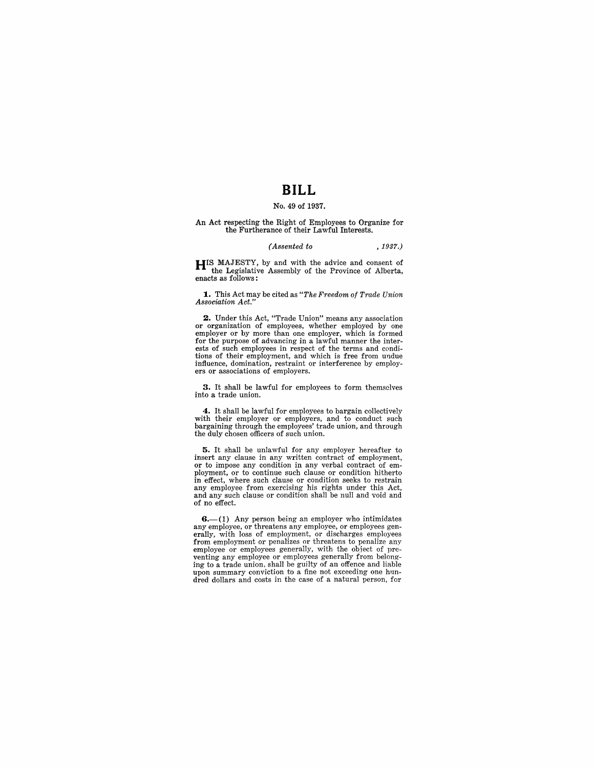# BILL

No. 49 of 1937.

An Act respecting the Right of Employees to Organize for the Furtherance of their Lawful Interests.

*(Assented to , 1937.)*

HIS MAJESTY, by and with the advice and consent of the Legislative Assembly of the Province of Alberta, enacts as follows:

**1.** This Act may be cited as *"The Freedom of Trade Union Association Act."*

**2.** Under this Act, "Trade Union" means any association or organization of employees, whether employed by one employer or by more than one employer, which is formed for the purpose of advancing in a lawful manner the interests of such employees in respect of the terms and conditions of their employment, and which is free from undue influence, domination, restraint or interference by employers or associations of employers.

**3.** It shall be lawful for employees to form themselves into a trade union.

**4.** It shall be lawful for employees to bargain collectively with their employer or employers, and to conduct such bargaining through the employees' trade union, and through the duly chosen officers of such union.

**5.** It shall be unlawful for any employer hereafter to insert any clause in any written contract of employment, or to impose any condition in any verbal contract of employment, or to continue such clause or condition hitherto in effect, where such clause or condition seeks to restrain any employee from exercising his rights under this Act, and any such clause or condition shall be null and void and of no effect.

**6.**—(1) Any person being an employer who intimidates any employee, or threatens any employee, or employees generally, with loss of employment, or discharges employees from employment or penalizes or threatens to penalize any employee or employees generally, with the object of preventing any employee or employees generally from belonging to a trade union, shall be guilty of an offence and liable upon summary conviction to a fine not exceeding one hundred dollars and costs in the case of a natural person, for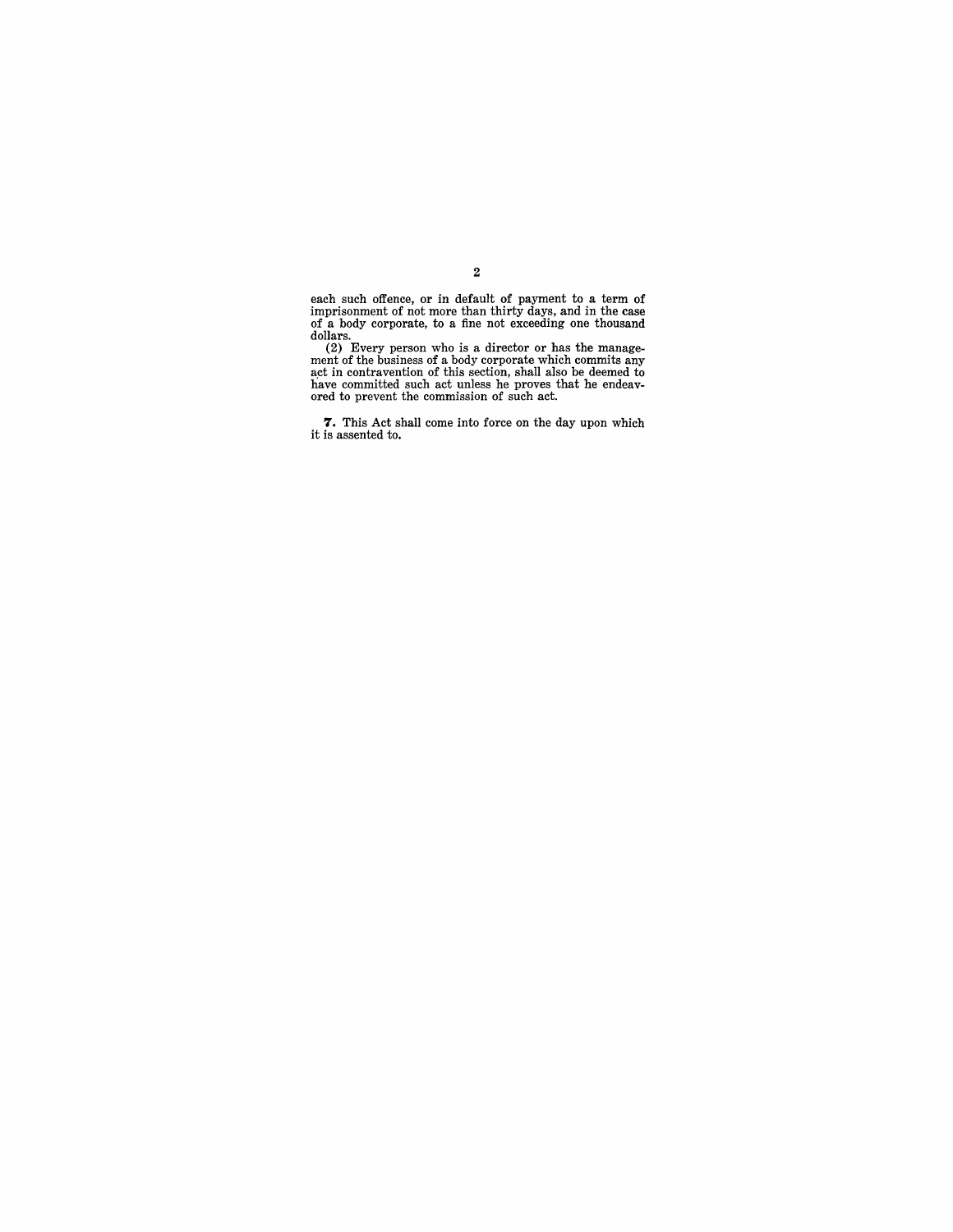each such offence, or in default of payment to a term of imprisonment of not more than thirty days, and in the case of a body corporate, to a fine not exceeding one thousand dollars.

(2) Every person who is a director or has the management of the business of a body corporate which commits any act in contravention of this section, shall also be deemed to have committed such act unless he proves that he endeavored to prevent the commission of such act.

**7.** This Act shall come into force on the day upon which it is assented to.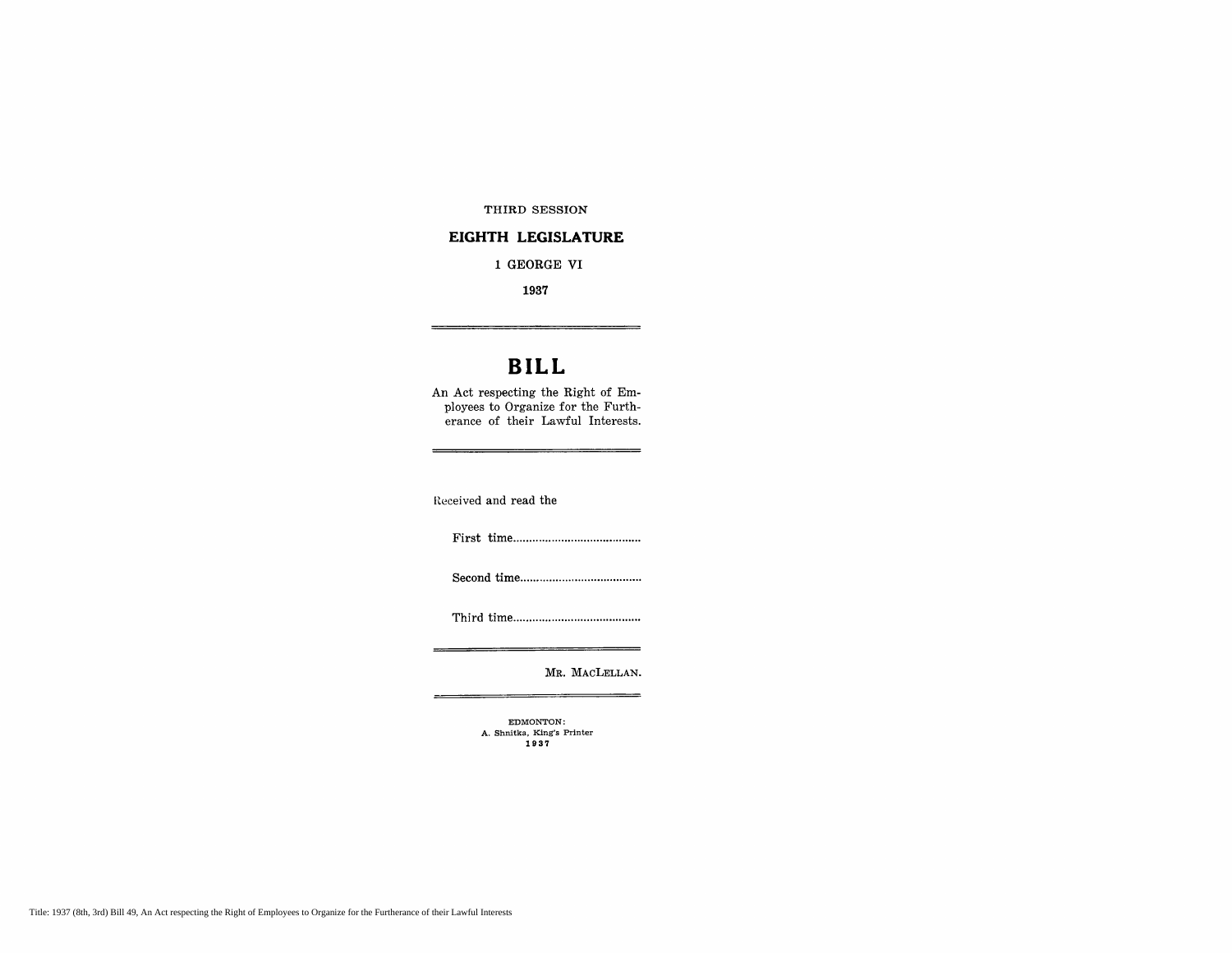THIRD SESSION

**EIGHTH LEGISLATURE**

1 GEORGE VI

**1937**

---

# BILL

An Act respecting the Right of Employees to Organize for the Furtherance of their Lawful Interests.

---

Received and read the

First time........................................

Second time......................................

Third time........................................

---

MR. MACLELLAN.

---

EDMONTON:
A. Shnitka, King's Printer
**1937**

Title: 1937 (8th, 3rd) Bill 49, An Act respecting the Right of Employees to Organize for the Furtherance of their Lawful Interests